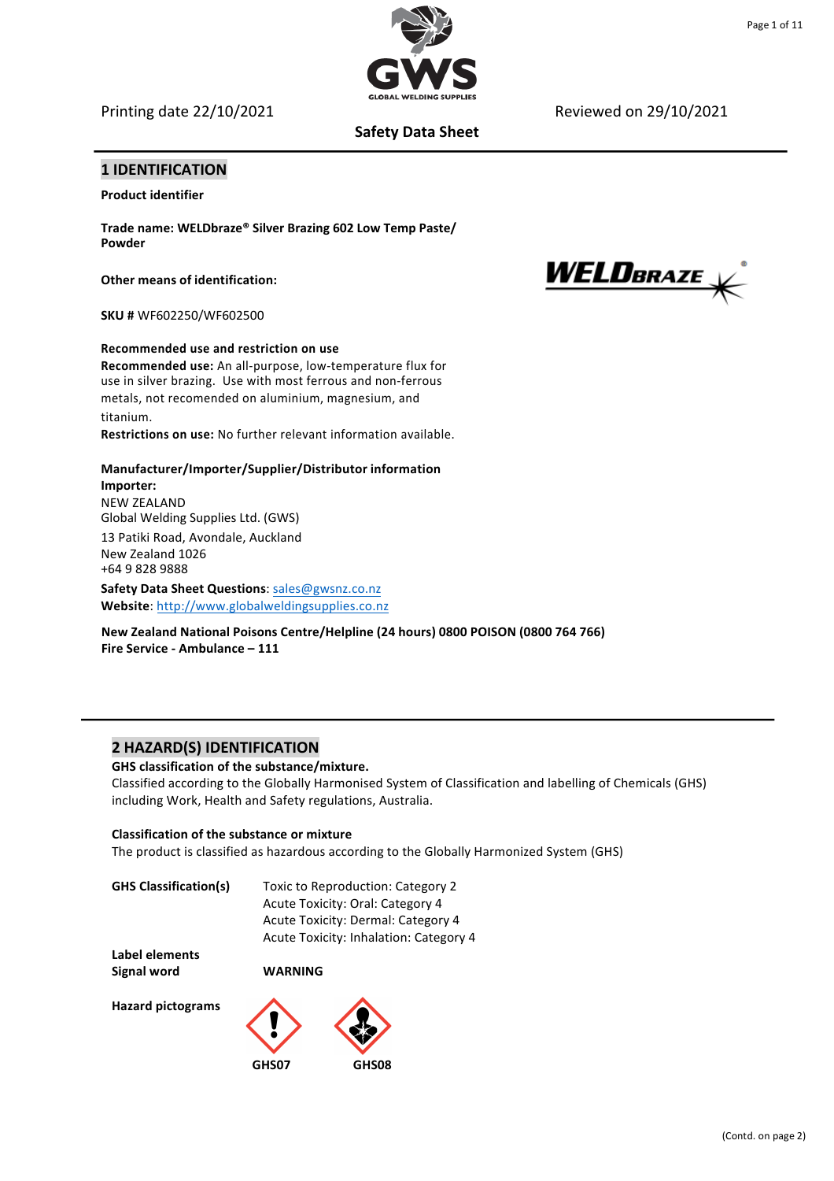Printing date 22/10/2021 Reviewed on 29/10/2021

**Safety Data Sheet**

## 1 IDENTIFICATION

**Product identifier**

**Trade name: WELDbraze® Silver Brazing 602 Low Temp Paste/ Powder**

**Other means of identification:**

**SKU #** WF602250/WF602500

**Recommended use and restriction on use**

**Recommended use:** An all-purpose, low-temperature flux for use in silver brazing. Use with most ferrous and non-ferrous metals, not recomended on aluminium, magnesium, and titanium.

**Restrictions on use:** No further relevant information available.

**Manufacturer/Importer/Supplier/Distributor information**

**Importer:**

NEW ZEALAND
Global Welding Supplies Ltd. (GWS)
13 Patiki Road, Avondale, Auckland
New Zealand 1026
+64 9 828 9888

**Safety Data Sheet Questions**: sales@gwsnz.co.nz

**Website**: http://www.globalweldingsupplies.co.nz

**New Zealand National Poisons Centre/Helpline (24 hours) 0800 POISON (0800 764 766)**
**Fire Service - Ambulance – 111**

## 2 HAZARD(S) IDENTIFICATION

**GHS classification of the substance/mixture.**

Classified according to the Globally Harmonised System of Classification and labelling of Chemicals (GHS) including Work, Health and Safety regulations, Australia.

**Classification of the substance or mixture**

The product is classified as hazardous according to the Globally Harmonized System (GHS)

**GHS Classification(s)**
Toxic to Reproduction: Category 2
Acute Toxicity: Oral: Category 4
Acute Toxicity: Dermal: Category 4
Acute Toxicity: Inhalation: Category 4

**Label elements**

**Signal word** **WARNING**

**Hazard pictograms**

GHS07 GHS08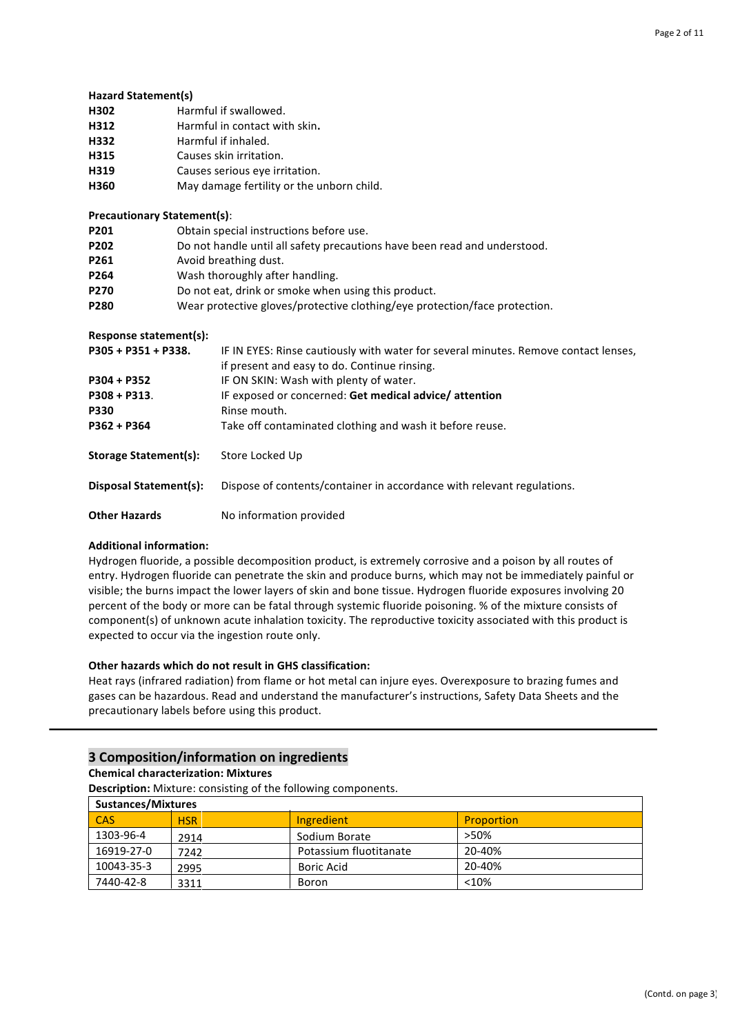**Hazard Statement(s)**

| | |
|---|---|
| **H302** | Harmful if swallowed. |
| **H312** | Harmful in contact with skin**.** |
| **H332** | Harmful if inhaled. |
| **H315** | Causes skin irritation. |
| **H319** | Causes serious eye irritation. |
| **H360** | May damage fertility or the unborn child. |

**Precautionary Statement(s)**:

| | |
|---|---|
| **P201** | Obtain special instructions before use. |
| **P202** | Do not handle until all safety precautions have been read and understood. |
| **P261** | Avoid breathing dust. |
| **P264** | Wash thoroughly after handling. |
| **P270** | Do not eat, drink or smoke when using this product. |
| **P280** | Wear protective gloves/protective clothing/eye protection/face protection. |

**Response statement(s):**

| | |
|---|---|
| **P305 + P351 + P338.** | IF IN EYES: Rinse cautiously with water for several minutes. Remove contact lenses, if present and easy to do. Continue rinsing. |
| **P304 + P352** | IF ON SKIN: Wash with plenty of water. |
| **P308 + P313**. | IF exposed or concerned: **Get medical advice/ attention** |
| **P330** | Rinse mouth. |
| **P362 + P364** | Take off contaminated clothing and wash it before reuse. |

**Storage Statement(s):** Store Locked Up

**Disposal Statement(s):** Dispose of contents/container in accordance with relevant regulations.

**Other Hazards** No information provided

**Additional information:**

Hydrogen fluoride, a possible decomposition product, is extremely corrosive and a poison by all routes of entry. Hydrogen fluoride can penetrate the skin and produce burns, which may not be immediately painful or visible; the burns impact the lower layers of skin and bone tissue. Hydrogen fluoride exposures involving 20 percent of the body or more can be fatal through systemic fluoride poisoning. % of the mixture consists of component(s) of unknown acute inhalation toxicity. The reproductive toxicity associated with this product is expected to occur via the ingestion route only.

**Other hazards which do not result in GHS classification:**

Heat rays (infrared radiation) from flame or hot metal can injure eyes. Overexposure to brazing fumes and gases can be hazardous. Read and understand the manufacturer's instructions, Safety Data Sheets and the precautionary labels before using this product.

## 3 Composition/information on ingredients

**Chemical characterization: Mixtures**

**Description:** Mixture: consisting of the following components.

| Sustances/Mixtures | | | |
|---|---|---|---|
| CAS | HSR | Ingredient | Proportion |
| 1303-96-4 | 2914 | Sodium Borate | >50% |
| 16919-27-0 | 7242 | Potassium fluotitanate | 20-40% |
| 10043-35-3 | 2995 | Boric Acid | 20-40% |
| 7440-42-8 | 3311 | Boron | <10% |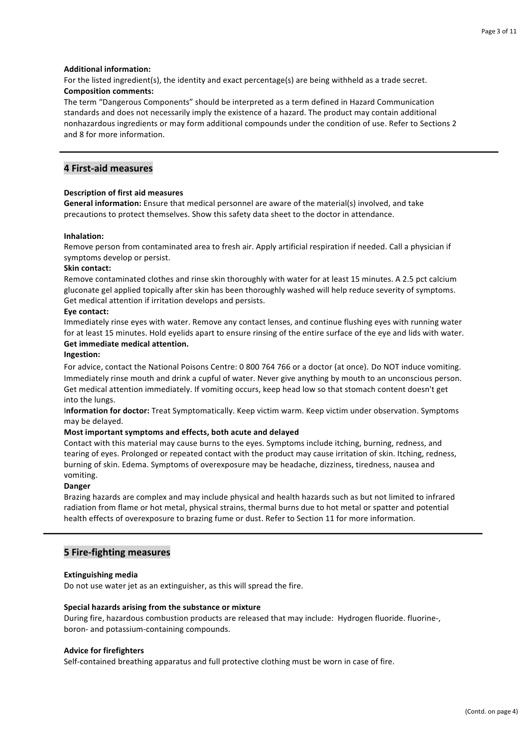**Additional information:**
For the listed ingredient(s), the identity and exact percentage(s) are being withheld as a trade secret.

**Composition comments:**
The term "Dangerous Components" should be interpreted as a term defined in Hazard Communication standards and does not necessarily imply the existence of a hazard. The product may contain additional nonhazardous ingredients or may form additional compounds under the condition of use. Refer to Sections 2 and 8 for more information.

## 4 First-aid measures

**Description of first aid measures**
**General information:** Ensure that medical personnel are aware of the material(s) involved, and take precautions to protect themselves. Show this safety data sheet to the doctor in attendance.

**Inhalation:**
Remove person from contaminated area to fresh air. Apply artificial respiration if needed. Call a physician if symptoms develop or persist.

**Skin contact:**
Remove contaminated clothes and rinse skin thoroughly with water for at least 15 minutes. A 2.5 pct calcium gluconate gel applied topically after skin has been thoroughly washed will help reduce severity of symptoms. Get medical attention if irritation develops and persists.

**Eye contact:**
Immediately rinse eyes with water. Remove any contact lenses, and continue flushing eyes with running water for at least 15 minutes. Hold eyelids apart to ensure rinsing of the entire surface of the eye and lids with water.
**Get immediate medical attention.**

**Ingestion:**
For advice, contact the National Poisons Centre: 0 800 764 766 or a doctor (at once). Do NOT induce vomiting. Immediately rinse mouth and drink a cupful of water. Never give anything by mouth to an unconscious person. Get medical attention immediately. If vomiting occurs, keep head low so that stomach content doesn't get into the lungs.

**Information for doctor:** Treat Symptomatically. Keep victim warm. Keep victim under observation. Symptoms may be delayed.

**Most important symptoms and effects, both acute and delayed**
Contact with this material may cause burns to the eyes. Symptoms include itching, burning, redness, and tearing of eyes. Prolonged or repeated contact with the product may cause irritation of skin. Itching, redness, burning of skin. Edema. Symptoms of overexposure may be headache, dizziness, tiredness, nausea and vomiting.

**Danger**
Brazing hazards are complex and may include physical and health hazards such as but not limited to infrared radiation from flame or hot metal, physical strains, thermal burns due to hot metal or spatter and potential health effects of overexposure to brazing fume or dust. Refer to Section 11 for more information.

## 5 Fire-fighting measures

**Extinguishing media**
Do not use water jet as an extinguisher, as this will spread the fire.

**Special hazards arising from the substance or mixture**
During fire, hazardous combustion products are released that may include: Hydrogen fluoride. fluorine-, boron- and potassium-containing compounds.

**Advice for firefighters**
Self-contained breathing apparatus and full protective clothing must be worn in case of fire.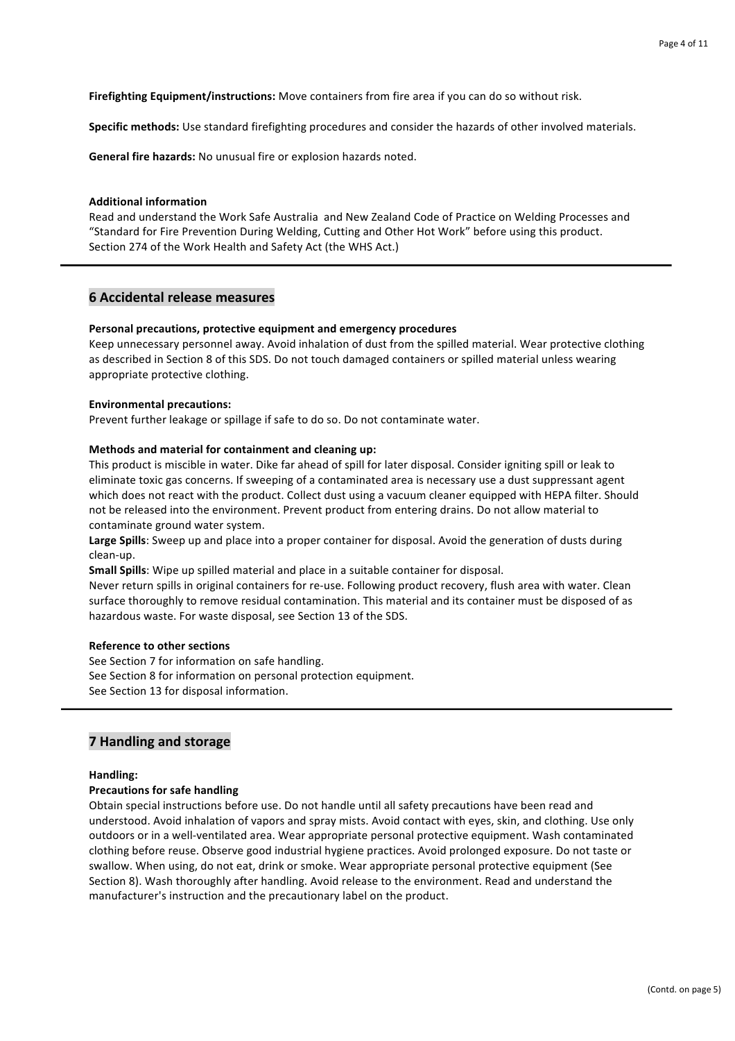**Firefighting Equipment/instructions:** Move containers from fire area if you can do so without risk.

**Specific methods:** Use standard firefighting procedures and consider the hazards of other involved materials.

**General fire hazards:** No unusual fire or explosion hazards noted.

**Additional information**

Read and understand the Work Safe Australia and New Zealand Code of Practice on Welding Processes and "Standard for Fire Prevention During Welding, Cutting and Other Hot Work" before using this product. Section 274 of the Work Health and Safety Act (the WHS Act.)

## 6 Accidental release measures

**Personal precautions, protective equipment and emergency procedures**

Keep unnecessary personnel away. Avoid inhalation of dust from the spilled material. Wear protective clothing as described in Section 8 of this SDS. Do not touch damaged containers or spilled material unless wearing appropriate protective clothing.

**Environmental precautions:**

Prevent further leakage or spillage if safe to do so. Do not contaminate water.

**Methods and material for containment and cleaning up:**

This product is miscible in water. Dike far ahead of spill for later disposal. Consider igniting spill or leak to eliminate toxic gas concerns. If sweeping of a contaminated area is necessary use a dust suppressant agent which does not react with the product. Collect dust using a vacuum cleaner equipped with HEPA filter. Should not be released into the environment. Prevent product from entering drains. Do not allow material to contaminate ground water system.

**Large Spills**: Sweep up and place into a proper container for disposal. Avoid the generation of dusts during clean-up.

**Small Spills**: Wipe up spilled material and place in a suitable container for disposal.

Never return spills in original containers for re-use. Following product recovery, flush area with water. Clean surface thoroughly to remove residual contamination. This material and its container must be disposed of as hazardous waste. For waste disposal, see Section 13 of the SDS.

**Reference to other sections**

See Section 7 for information on safe handling.
See Section 8 for information on personal protection equipment.
See Section 13 for disposal information.

## 7 Handling and storage

**Handling:**

**Precautions for safe handling**

Obtain special instructions before use. Do not handle until all safety precautions have been read and understood. Avoid inhalation of vapors and spray mists. Avoid contact with eyes, skin, and clothing. Use only outdoors or in a well-ventilated area. Wear appropriate personal protective equipment. Wash contaminated clothing before reuse. Observe good industrial hygiene practices. Avoid prolonged exposure. Do not taste or swallow. When using, do not eat, drink or smoke. Wear appropriate personal protective equipment (See Section 8). Wash thoroughly after handling. Avoid release to the environment. Read and understand the manufacturer's instruction and the precautionary label on the product.

(Contd. on page 5)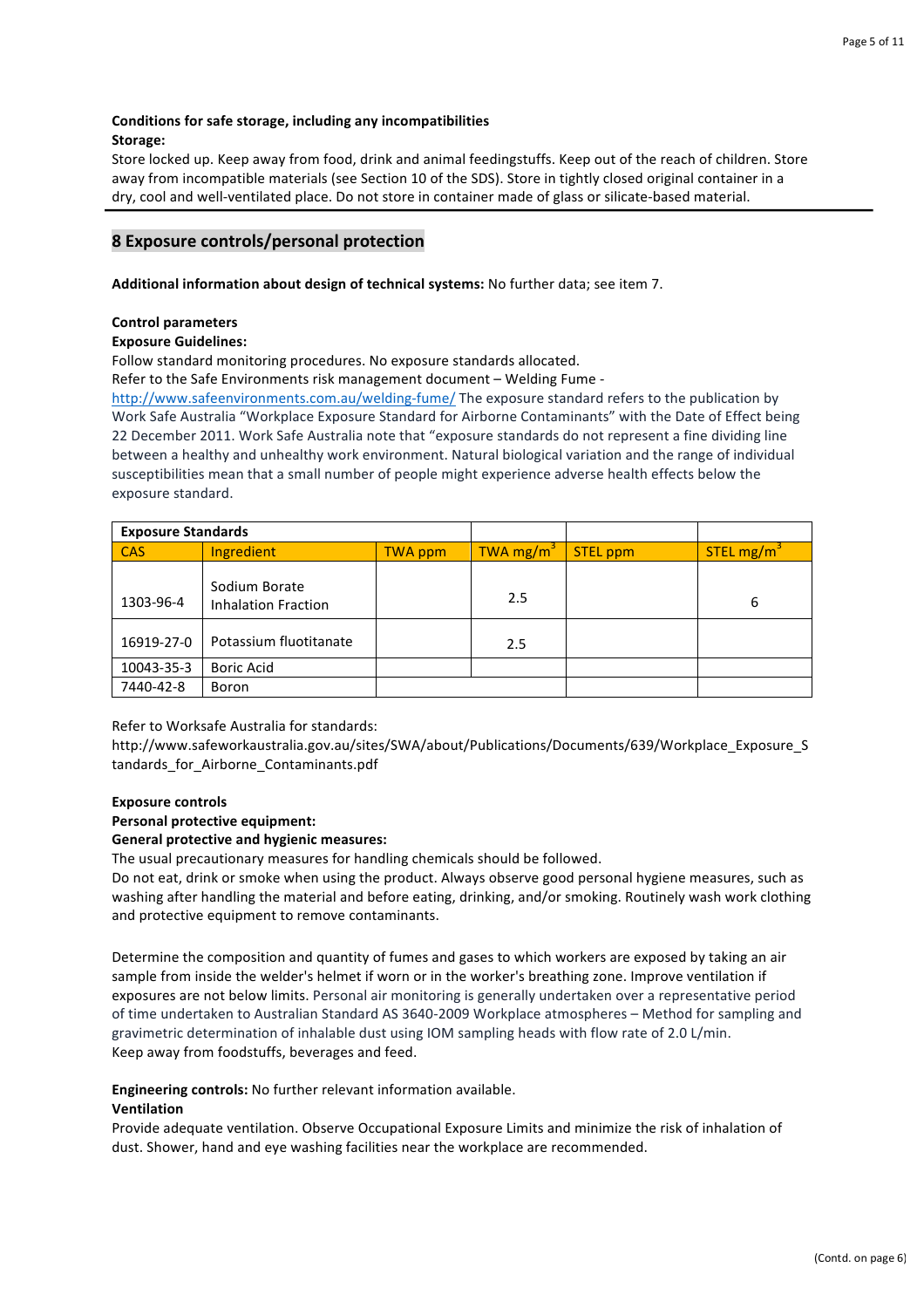**Conditions for safe storage, including any incompatibilities**

**Storage:**

Store locked up. Keep away from food, drink and animal feedingstuffs. Keep out of the reach of children. Store away from incompatible materials (see Section 10 of the SDS). Store in tightly closed original container in a dry, cool and well-ventilated place. Do not store in container made of glass or silicate-based material.

## 8 Exposure controls/personal protection

**Additional information about design of technical systems:** No further data; see item 7.

**Control parameters**

**Exposure Guidelines:**

Follow standard monitoring procedures. No exposure standards allocated.

Refer to the Safe Environments risk management document – Welding Fume - http://www.safeenvironments.com.au/welding-fume/ The exposure standard refers to the publication by Work Safe Australia "Workplace Exposure Standard for Airborne Contaminants" with the Date of Effect being 22 December 2011. Work Safe Australia note that "exposure standards do not represent a fine dividing line between a healthy and unhealthy work environment. Natural biological variation and the range of individual susceptibilities mean that a small number of people might experience adverse health effects below the exposure standard.

| **Exposure Standards** | | | | | |
|---|---|---|---|---|---|
| CAS | Ingredient | TWA ppm | TWA mg/m³ | STEL ppm | STEL mg/m³ |
| 1303-96-4 | Sodium Borate Inhalation Fraction | | 2.5 | | 6 |
| 16919-27-0 | Potassium fluotitanate | | 2.5 | | |
| 10043-35-3 | Boric Acid | | | | |
| 7440-42-8 | Boron | | | | |

Refer to Worksafe Australia for standards:

http://www.safeworkaustralia.gov.au/sites/SWA/about/Publications/Documents/639/Workplace_Exposure_Standards_for_Airborne_Contaminants.pdf

**Exposure controls**

**Personal protective equipment:**

**General protective and hygienic measures:**

The usual precautionary measures for handling chemicals should be followed.

Do not eat, drink or smoke when using the product. Always observe good personal hygiene measures, such as washing after handling the material and before eating, drinking, and/or smoking. Routinely wash work clothing and protective equipment to remove contaminants.

Determine the composition and quantity of fumes and gases to which workers are exposed by taking an air sample from inside the welder's helmet if worn or in the worker's breathing zone. Improve ventilation if exposures are not below limits. Personal air monitoring is generally undertaken over a representative period of time undertaken to Australian Standard AS 3640-2009 Workplace atmospheres – Method for sampling and gravimetric determination of inhalable dust using IOM sampling heads with flow rate of 2.0 L/min.

Keep away from foodstuffs, beverages and feed.

**Engineering controls:** No further relevant information available.

**Ventilation**

Provide adequate ventilation. Observe Occupational Exposure Limits and minimize the risk of inhalation of dust. Shower, hand and eye washing facilities near the workplace are recommended.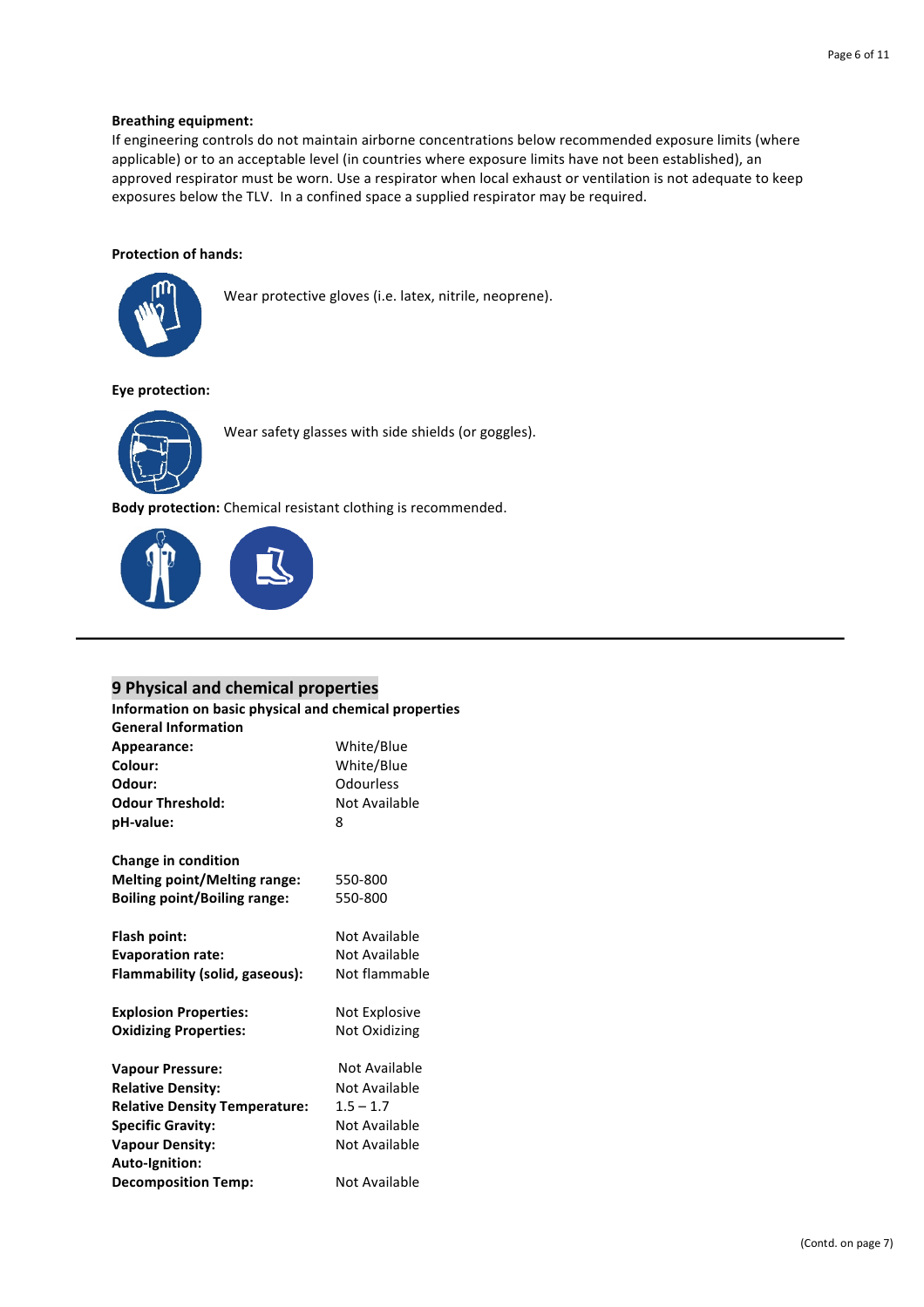**Breathing equipment:**
If engineering controls do not maintain airborne concentrations below recommended exposure limits (where applicable) or to an acceptable level (in countries where exposure limits have not been established), an approved respirator must be worn. Use a respirator when local exhaust or ventilation is not adequate to keep exposures below the TLV. In a confined space a supplied respirator may be required.

**Protection of hands:**

Wear protective gloves (i.e. latex, nitrile, neoprene).

**Eye protection:**

Wear safety glasses with side shields (or goggles).

**Body protection:** Chemical resistant clothing is recommended.

---

## 9 Physical and chemical properties

**Information on basic physical and chemical properties**

**General Information**

| | |
|---|---|
| **Appearance:** | White/Blue |
| **Colour:** | White/Blue |
| **Odour:** | Odourless |
| **Odour Threshold:** | Not Available |
| **pH-value:** | 8 |
| **Change in condition** | |
| **Melting point/Melting range:** | 550-800 |
| **Boiling point/Boiling range:** | 550-800 |
| **Flash point:** | Not Available |
| **Evaporation rate:** | Not Available |
| **Flammability (solid, gaseous):** | Not flammable |
| **Explosion Properties:** | Not Explosive |
| **Oxidizing Properties:** | Not Oxidizing |
| **Vapour Pressure:** | Not Available |
| **Relative Density:** | Not Available |
| **Relative Density Temperature:** | 1.5 – 1.7 |
| **Specific Gravity:** | Not Available |
| **Vapour Density:** | Not Available |
| **Auto-Ignition:** | |
| **Decomposition Temp:** | Not Available |

(Contd. on page 7)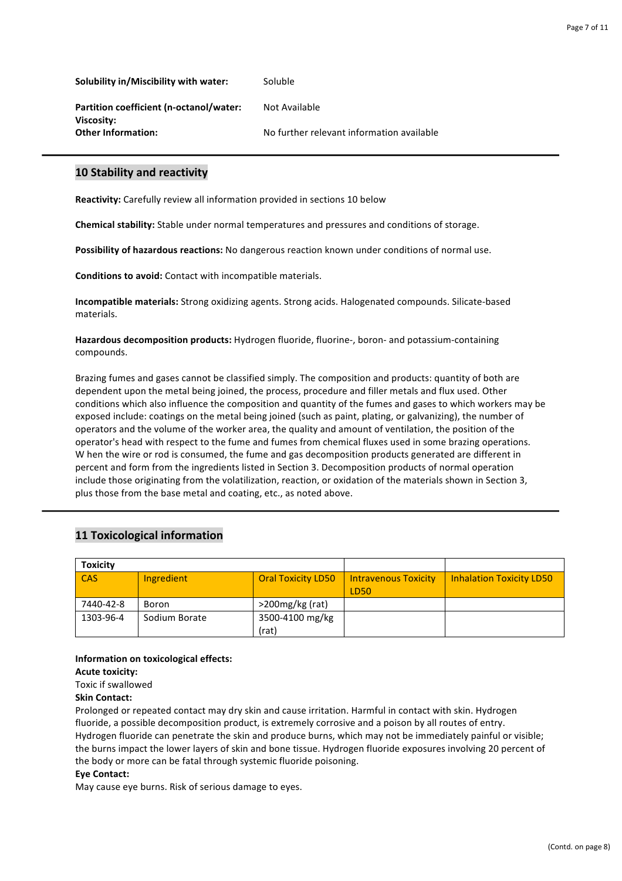**Solubility in/Miscibility with water:** Soluble

**Partition coefficient (n-octanol/water:** Not Available
**Viscosity:**
**Other Information:** No further relevant information available

## 10 Stability and reactivity

**Reactivity:** Carefully review all information provided in sections 10 below

**Chemical stability:** Stable under normal temperatures and pressures and conditions of storage.

**Possibility of hazardous reactions:** No dangerous reaction known under conditions of normal use.

**Conditions to avoid:** Contact with incompatible materials.

**Incompatible materials:** Strong oxidizing agents. Strong acids. Halogenated compounds. Silicate-based materials.

**Hazardous decomposition products:** Hydrogen fluoride, fluorine-, boron- and potassium-containing compounds.

Brazing fumes and gases cannot be classified simply. The composition and products: quantity of both are dependent upon the metal being joined, the process, procedure and filler metals and flux used. Other conditions which also influence the composition and quantity of the fumes and gases to which workers may be exposed include: coatings on the metal being joined (such as paint, plating, or galvanizing), the number of operators and the volume of the worker area, the quality and amount of ventilation, the position of the operator's head with respect to the fume and fumes from chemical fluxes used in some brazing operations. W hen the wire or rod is consumed, the fume and gas decomposition products generated are different in percent and form from the ingredients listed in Section 3. Decomposition products of normal operation include those originating from the volatilization, reaction, or oxidation of the materials shown in Section 3, plus those from the base metal and coating, etc., as noted above.

## 11 Toxicological information

| **Toxicity** | | | | |
|---|---|---|---|---|
| CAS | Ingredient | Oral Toxicity LD50 | Intravenous Toxicity LD50 | Inhalation Toxicity LD50 |
| 7440-42-8 | Boron | >200mg/kg (rat) | | |
| 1303-96-4 | Sodium Borate | 3500-4100 mg/kg (rat) | | |

**Information on toxicological effects:**
**Acute toxicity:**
Toxic if swallowed
**Skin Contact:**
Prolonged or repeated contact may dry skin and cause irritation. Harmful in contact with skin. Hydrogen fluoride, a possible decomposition product, is extremely corrosive and a poison by all routes of entry. Hydrogen fluoride can penetrate the skin and produce burns, which may not be immediately painful or visible; the burns impact the lower layers of skin and bone tissue. Hydrogen fluoride exposures involving 20 percent of the body or more can be fatal through systemic fluoride poisoning.
**Eye Contact:**
May cause eye burns. Risk of serious damage to eyes.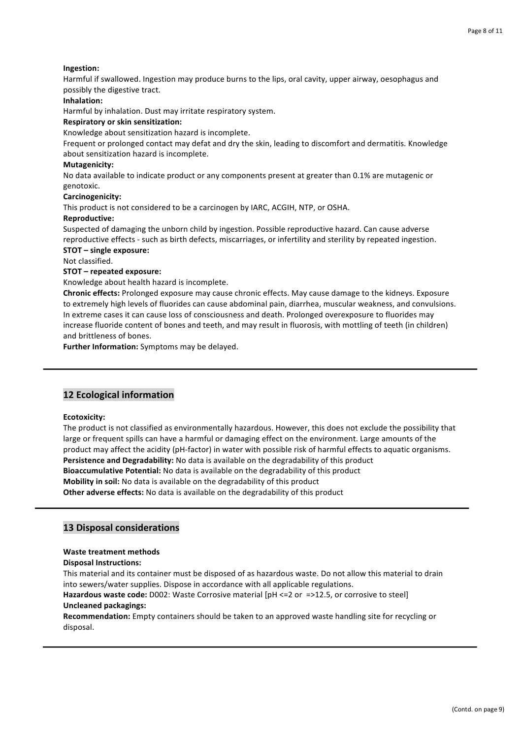**Ingestion:**

Harmful if swallowed. Ingestion may produce burns to the lips, oral cavity, upper airway, oesophagus and possibly the digestive tract.

**Inhalation:**

Harmful by inhalation. Dust may irritate respiratory system.

**Respiratory or skin sensitization:**

Knowledge about sensitization hazard is incomplete.

Frequent or prolonged contact may defat and dry the skin, leading to discomfort and dermatitis. Knowledge about sensitization hazard is incomplete.

**Mutagenicity:**

No data available to indicate product or any components present at greater than 0.1% are mutagenic or genotoxic.

**Carcinogenicity:**

This product is not considered to be a carcinogen by IARC, ACGIH, NTP, or OSHA.

**Reproductive:**

Suspected of damaging the unborn child by ingestion. Possible reproductive hazard. Can cause adverse reproductive effects - such as birth defects, miscarriages, or infertility and sterility by repeated ingestion.

**STOT – single exposure:**

Not classified.

**STOT – repeated exposure:**

Knowledge about health hazard is incomplete.

**Chronic effects:** Prolonged exposure may cause chronic effects. May cause damage to the kidneys. Exposure to extremely high levels of fluorides can cause abdominal pain, diarrhea, muscular weakness, and convulsions. In extreme cases it can cause loss of consciousness and death. Prolonged overexposure to fluorides may increase fluoride content of bones and teeth, and may result in fluorosis, with mottling of teeth (in children) and brittleness of bones.

**Further Information:** Symptoms may be delayed.

---

## 12 Ecological information

**Ecotoxicity:**

The product is not classified as environmentally hazardous. However, this does not exclude the possibility that large or frequent spills can have a harmful or damaging effect on the environment. Large amounts of the product may affect the acidity (pH-factor) in water with possible risk of harmful effects to aquatic organisms.

**Persistence and Degradability:** No data is available on the degradability of this product

**Bioaccumulative Potential:** No data is available on the degradability of this product

**Mobility in soil:** No data is available on the degradability of this product

**Other adverse effects:** No data is available on the degradability of this product

---

## 13 Disposal considerations

**Waste treatment methods**

**Disposal Instructions:**

This material and its container must be disposed of as hazardous waste. Do not allow this material to drain into sewers/water supplies. Dispose in accordance with all applicable regulations.

**Hazardous waste code:** D002: Waste Corrosive material [pH <=2 or =>12.5, or corrosive to steel]

**Uncleaned packagings:**

**Recommendation:** Empty containers should be taken to an approved waste handling site for recycling or disposal.

---

(Contd. on page 9)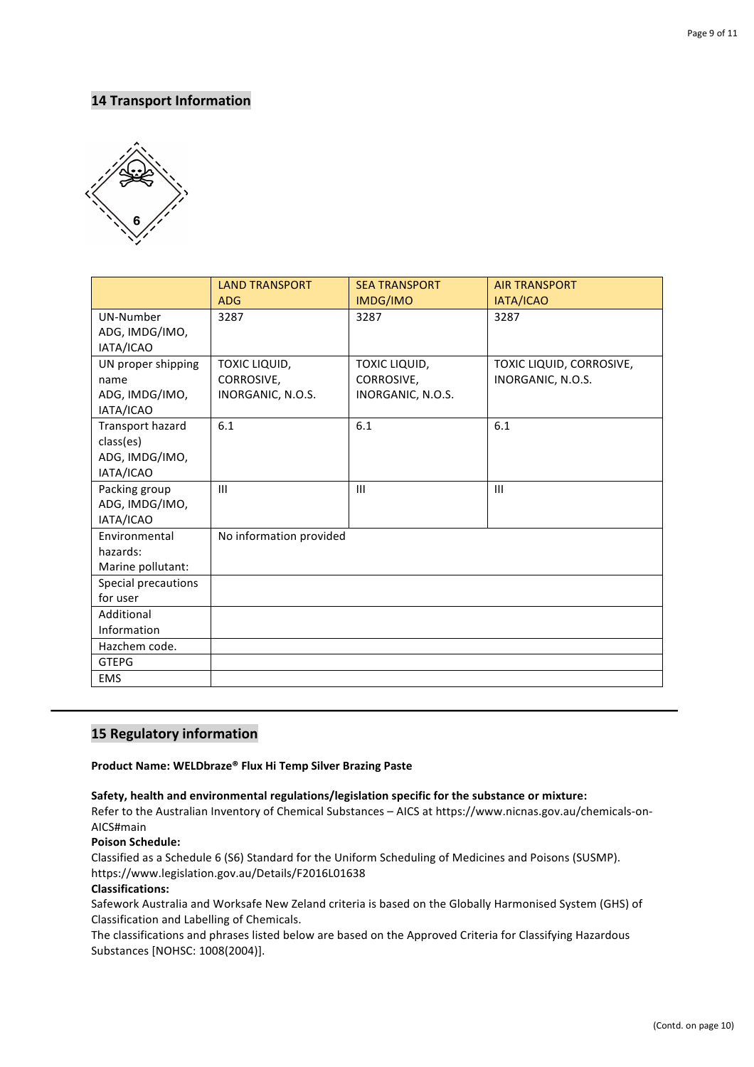## 14 Transport Information

| | LAND TRANSPORT ADG | SEA TRANSPORT IMDG/IMO | AIR TRANSPORT IATA/ICAO |
|---|---|---|---|
| UN-Number ADG, IMDG/IMO, IATA/ICAO | 3287 | 3287 | 3287 |
| UN proper shipping name ADG, IMDG/IMO, IATA/ICAO | TOXIC LIQUID, CORROSIVE, INORGANIC, N.O.S. | TOXIC LIQUID, CORROSIVE, INORGANIC, N.O.S. | TOXIC LIQUID, CORROSIVE, INORGANIC, N.O.S. |
| Transport hazard class(es) ADG, IMDG/IMO, IATA/ICAO | 6.1 | 6.1 | 6.1 |
| Packing group ADG, IMDG/IMO, IATA/ICAO | III | III | III |
| Environmental hazards: Marine pollutant: | No information provided | | |
| Special precautions for user | | | |
| Additional Information | | | |
| Hazchem code. | | | |
| GTEPG | | | |
| EMS | | | |

## 15 Regulatory information

**Product Name: WELDbraze® Flux Hi Temp Silver Brazing Paste**

**Safety, health and environmental regulations/legislation specific for the substance or mixture:**
Refer to the Australian Inventory of Chemical Substances – AICS at https://www.nicnas.gov.au/chemicals-on-AICS#main

**Poison Schedule:**
Classified as a Schedule 6 (S6) Standard for the Uniform Scheduling of Medicines and Poisons (SUSMP). https://www.legislation.gov.au/Details/F2016L01638

**Classifications:**
Safework Australia and Worksafe New Zeland criteria is based on the Globally Harmonised System (GHS) of Classification and Labelling of Chemicals.
The classifications and phrases listed below are based on the Approved Criteria for Classifying Hazardous Substances [NOHSC: 1008(2004)].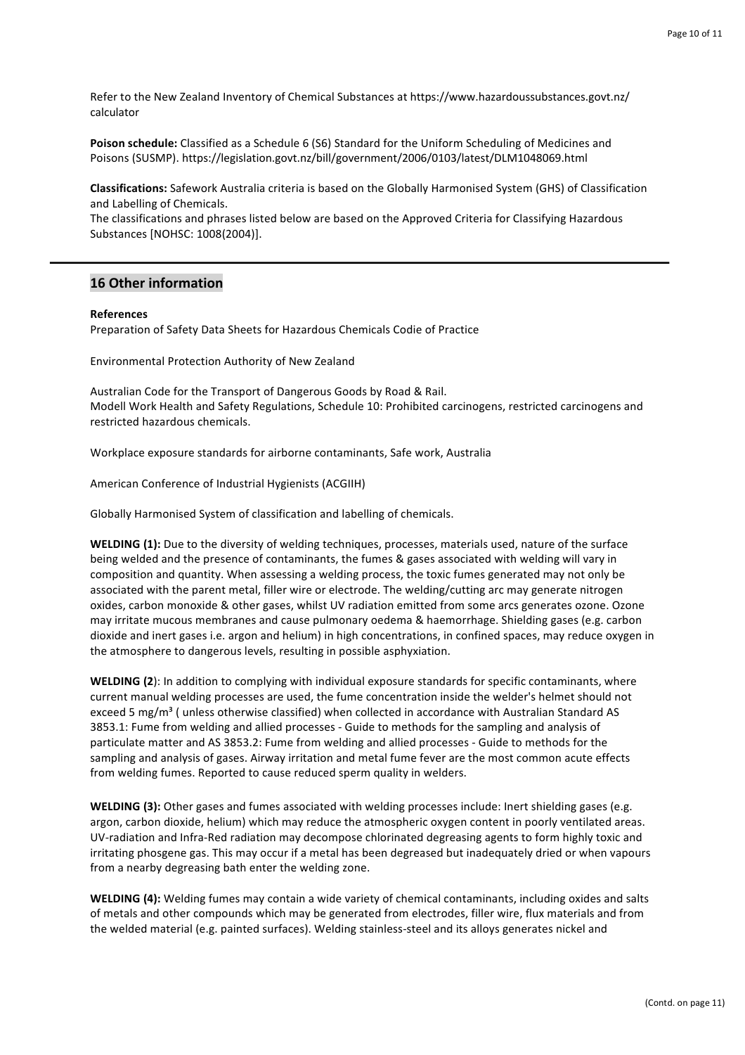Refer to the New Zealand Inventory of Chemical Substances at https://www.hazardoussubstances.govt.nz/calculator

**Poison schedule:** Classified as a Schedule 6 (S6) Standard for the Uniform Scheduling of Medicines and Poisons (SUSMP). https://legislation.govt.nz/bill/government/2006/0103/latest/DLM1048069.html

**Classifications:** Safework Australia criteria is based on the Globally Harmonised System (GHS) of Classification and Labelling of Chemicals.
The classifications and phrases listed below are based on the Approved Criteria for Classifying Hazardous Substances [NOHSC: 1008(2004)].

---

## 16 Other information

**References**
Preparation of Safety Data Sheets for Hazardous Chemicals Codie of Practice

Environmental Protection Authority of New Zealand

Australian Code for the Transport of Dangerous Goods by Road & Rail.
Modell Work Health and Safety Regulations, Schedule 10: Prohibited carcinogens, restricted carcinogens and restricted hazardous chemicals.

Workplace exposure standards for airborne contaminants, Safe work, Australia

American Conference of Industrial Hygienists (ACGIIH)

Globally Harmonised System of classification and labelling of chemicals.

**WELDING (1):** Due to the diversity of welding techniques, processes, materials used, nature of the surface being welded and the presence of contaminants, the fumes & gases associated with welding will vary in composition and quantity. When assessing a welding process, the toxic fumes generated may not only be associated with the parent metal, filler wire or electrode. The welding/cutting arc may generate nitrogen oxides, carbon monoxide & other gases, whilst UV radiation emitted from some arcs generates ozone. Ozone may irritate mucous membranes and cause pulmonary oedema & haemorrhage. Shielding gases (e.g. carbon dioxide and inert gases i.e. argon and helium) in high concentrations, in confined spaces, may reduce oxygen in the atmosphere to dangerous levels, resulting in possible asphyxiation.

**WELDING (2**): In addition to complying with individual exposure standards for specific contaminants, where current manual welding processes are used, the fume concentration inside the welder's helmet should not exceed 5 mg/m³ ( unless otherwise classified) when collected in accordance with Australian Standard AS 3853.1: Fume from welding and allied processes - Guide to methods for the sampling and analysis of particulate matter and AS 3853.2: Fume from welding and allied processes - Guide to methods for the sampling and analysis of gases. Airway irritation and metal fume fever are the most common acute effects from welding fumes. Reported to cause reduced sperm quality in welders.

**WELDING (3):** Other gases and fumes associated with welding processes include: Inert shielding gases (e.g. argon, carbon dioxide, helium) which may reduce the atmospheric oxygen content in poorly ventilated areas. UV-radiation and Infra-Red radiation may decompose chlorinated degreasing agents to form highly toxic and irritating phosgene gas. This may occur if a metal has been degreased but inadequately dried or when vapours from a nearby degreasing bath enter the welding zone.

**WELDING (4):** Welding fumes may contain a wide variety of chemical contaminants, including oxides and salts of metals and other compounds which may be generated from electrodes, filler wire, flux materials and from the welded material (e.g. painted surfaces). Welding stainless-steel and its alloys generates nickel and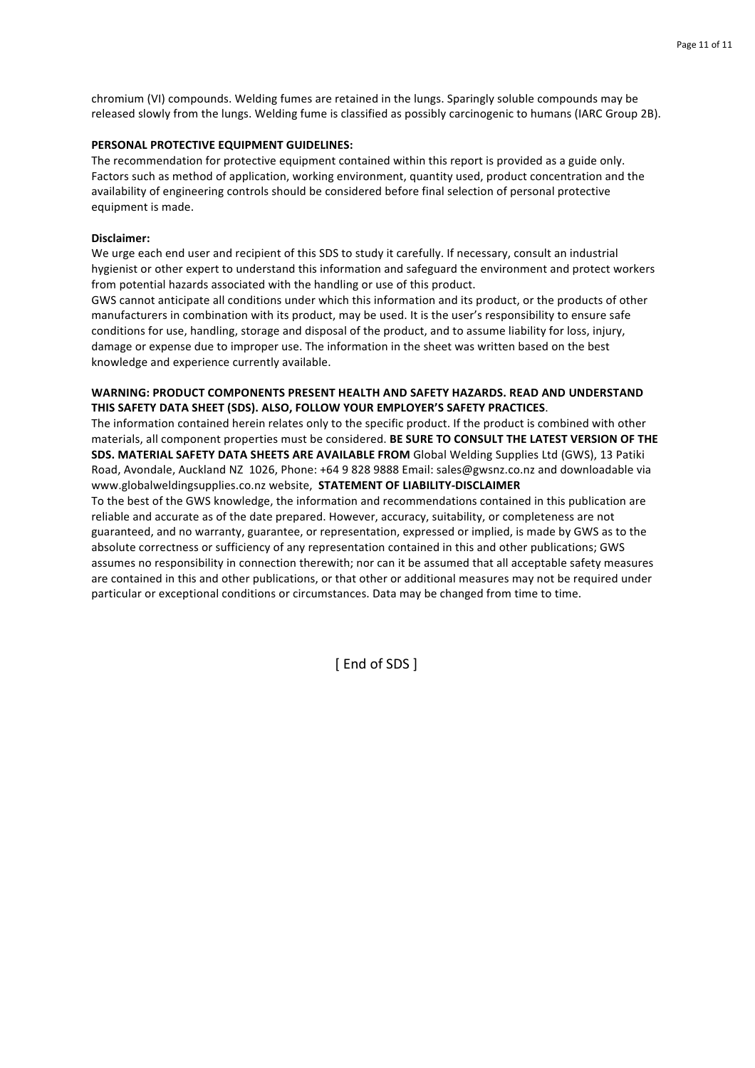chromium (VI) compounds. Welding fumes are retained in the lungs. Sparingly soluble compounds may be released slowly from the lungs. Welding fume is classified as possibly carcinogenic to humans (IARC Group 2B).

**PERSONAL PROTECTIVE EQUIPMENT GUIDELINES:**
The recommendation for protective equipment contained within this report is provided as a guide only. Factors such as method of application, working environment, quantity used, product concentration and the availability of engineering controls should be considered before final selection of personal protective equipment is made.

**Disclaimer:**
We urge each end user and recipient of this SDS to study it carefully. If necessary, consult an industrial hygienist or other expert to understand this information and safeguard the environment and protect workers from potential hazards associated with the handling or use of this product.
GWS cannot anticipate all conditions under which this information and its product, or the products of other manufacturers in combination with its product, may be used. It is the user's responsibility to ensure safe conditions for use, handling, storage and disposal of the product, and to assume liability for loss, injury, damage or expense due to improper use. The information in the sheet was written based on the best knowledge and experience currently available.

**WARNING: PRODUCT COMPONENTS PRESENT HEALTH AND SAFETY HAZARDS. READ AND UNDERSTAND THIS SAFETY DATA SHEET (SDS). ALSO, FOLLOW YOUR EMPLOYER'S SAFETY PRACTICES**.
The information contained herein relates only to the specific product. If the product is combined with other materials, all component properties must be considered. **BE SURE TO CONSULT THE LATEST VERSION OF THE SDS. MATERIAL SAFETY DATA SHEETS ARE AVAILABLE FROM** Global Welding Supplies Ltd (GWS), 13 Patiki Road, Avondale, Auckland NZ 1026, Phone: +64 9 828 9888 Email: sales@gwsnz.co.nz and downloadable via www.globalweldingsupplies.co.nz website, **STATEMENT OF LIABILITY-DISCLAIMER**
To the best of the GWS knowledge, the information and recommendations contained in this publication are reliable and accurate as of the date prepared. However, accuracy, suitability, or completeness are not guaranteed, and no warranty, guarantee, or representation, expressed or implied, is made by GWS as to the absolute correctness or sufficiency of any representation contained in this and other publications; GWS assumes no responsibility in connection therewith; nor can it be assumed that all acceptable safety measures are contained in this and other publications, or that other or additional measures may not be required under particular or exceptional conditions or circumstances. Data may be changed from time to time.

[ End of SDS ]